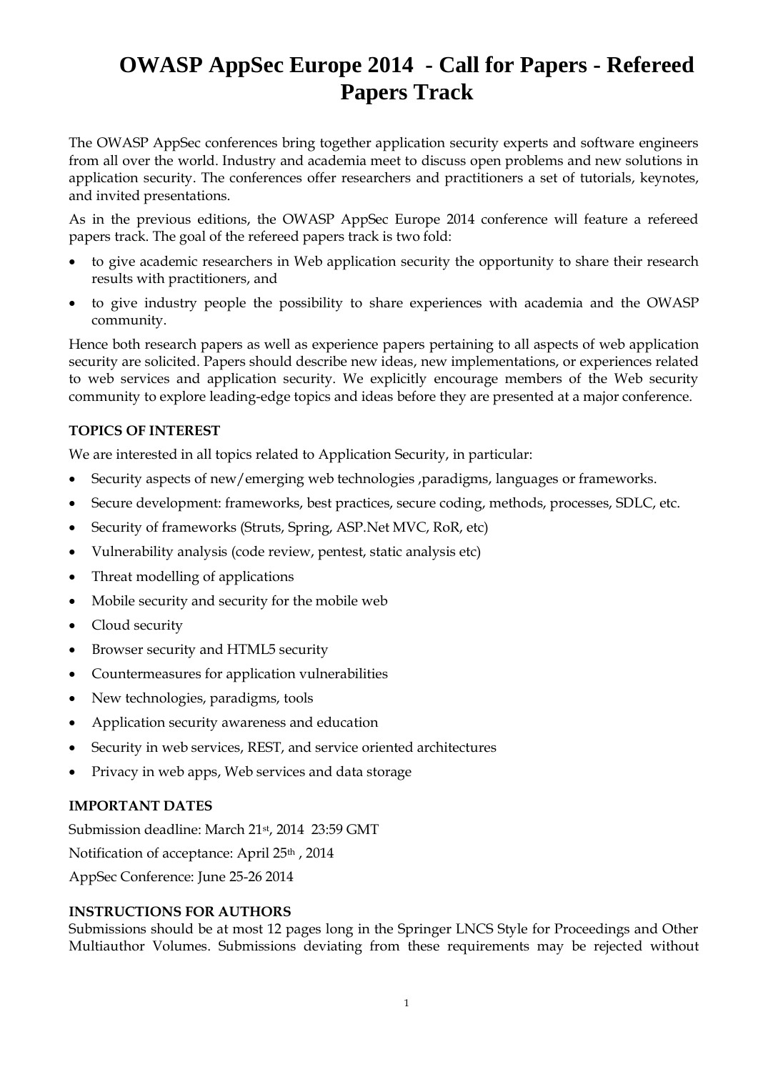# OWASP AppSec Europe 2014 - Call for Papers - Refereed Papers Track

The OWASP AppSec conferences bring together application security experts and software engineers from all over the world. Industry and academia meet to discuss open problems and new solutions in application security. The conferences offer researchers and practitioners a set of tutorials, keynotes, and invited presentations.

As in the previous editions, the OWASP AppSec Europe 2014 conference will feature a refereed papers track. The goal of the refereed papers track is two fold:

- to give academic researchers in Web application security the opportunity to share their research results with practitioners, and
- to give industry people the possibility to share experiences with academia and the OWASP community.

Hence both research papers as well as experience papers pertaining to all aspects of web application security are solicited. Papers should describe new ideas, new implementations, or experiences related to web services and application security. We explicitly encourage members of the Web security community to explore leading-edge topics and ideas before they are presented at a major conference.

**TOPICS OF INTEREST**

We are interested in all topics related to Application Security, in particular:

- Security aspects of new/emerging web technologies ,paradigms, languages or frameworks.
- Secure development: frameworks, best practices, secure coding, methods, processes, SDLC, etc.
- Security of frameworks (Struts, Spring, ASP.Net MVC, RoR, etc)
- Vulnerability analysis (code review, pentest, static analysis etc)
- Threat modelling of applications
- Mobile security and security for the mobile web
- Cloud security
- Browser security and HTML5 security
- Countermeasures for application vulnerabilities
- New technologies, paradigms, tools
- Application security awareness and education
- Security in web services, REST, and service oriented architectures
- Privacy in web apps, Web services and data storage

**IMPORTANT DATES**

Submission deadline: March 21st, 2014 23:59 GMT

Notification of acceptance: April 25th , 2014

AppSec Conference: June 25-26 2014

**INSTRUCTIONS FOR AUTHORS**

Submissions should be at most 12 pages long in the Springer LNCS Style for Proceedings and Other Multiauthor Volumes. Submissions deviating from these requirements may be rejected without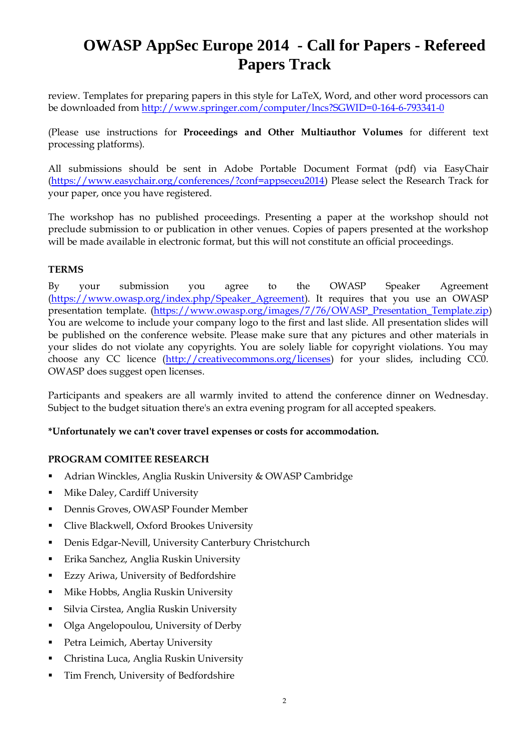# OWASP AppSec Europe 2014 - Call for Papers - Refereed Papers Track

review. Templates for preparing papers in this style for LaTeX, Word, and other word processors can be downloaded from http://www.springer.com/computer/lncs?SGWID=0-164-6-793341-0

(Please use instructions for **Proceedings and Other Multiauthor Volumes** for different text processing platforms).

All submissions should be sent in Adobe Portable Document Format (pdf) via EasyChair (https://www.easychair.org/conferences/?conf=appseceu2014) Please select the Research Track for your paper, once you have registered.

The workshop has no published proceedings. Presenting a paper at the workshop should not preclude submission to or publication in other venues. Copies of papers presented at the workshop will be made available in electronic format, but this will not constitute an official proceedings.

**TERMS**

By your submission you agree to the OWASP Speaker Agreement (https://www.owasp.org/index.php/Speaker_Agreement). It requires that you use an OWASP presentation template. (https://www.owasp.org/images/7/76/OWASP_Presentation_Template.zip) You are welcome to include your company logo to the first and last slide. All presentation slides will be published on the conference website. Please make sure that any pictures and other materials in your slides do not violate any copyrights. You are solely liable for copyright violations. You may choose any CC licence (http://creativecommons.org/licenses) for your slides, including CC0. OWASP does suggest open licenses.

Participants and speakers are all warmly invited to attend the conference dinner on Wednesday. Subject to the budget situation there's an extra evening program for all accepted speakers.

***Unfortunately we can't cover travel expenses or costs for accommodation.**

**PROGRAM COMITEE RESEARCH**

- Adrian Winckles, Anglia Ruskin University & OWASP Cambridge
- Mike Daley, Cardiff University
- Dennis Groves, OWASP Founder Member
- Clive Blackwell, Oxford Brookes University
- Denis Edgar-Nevill, University Canterbury Christchurch
- Erika Sanchez, Anglia Ruskin University
- Ezzy Ariwa, University of Bedfordshire
- Mike Hobbs, Anglia Ruskin University
- Silvia Cirstea, Anglia Ruskin University
- Olga Angelopoulou, University of Derby
- Petra Leimich, Abertay University
- Christina Luca, Anglia Ruskin University
- Tim French, University of Bedfordshire